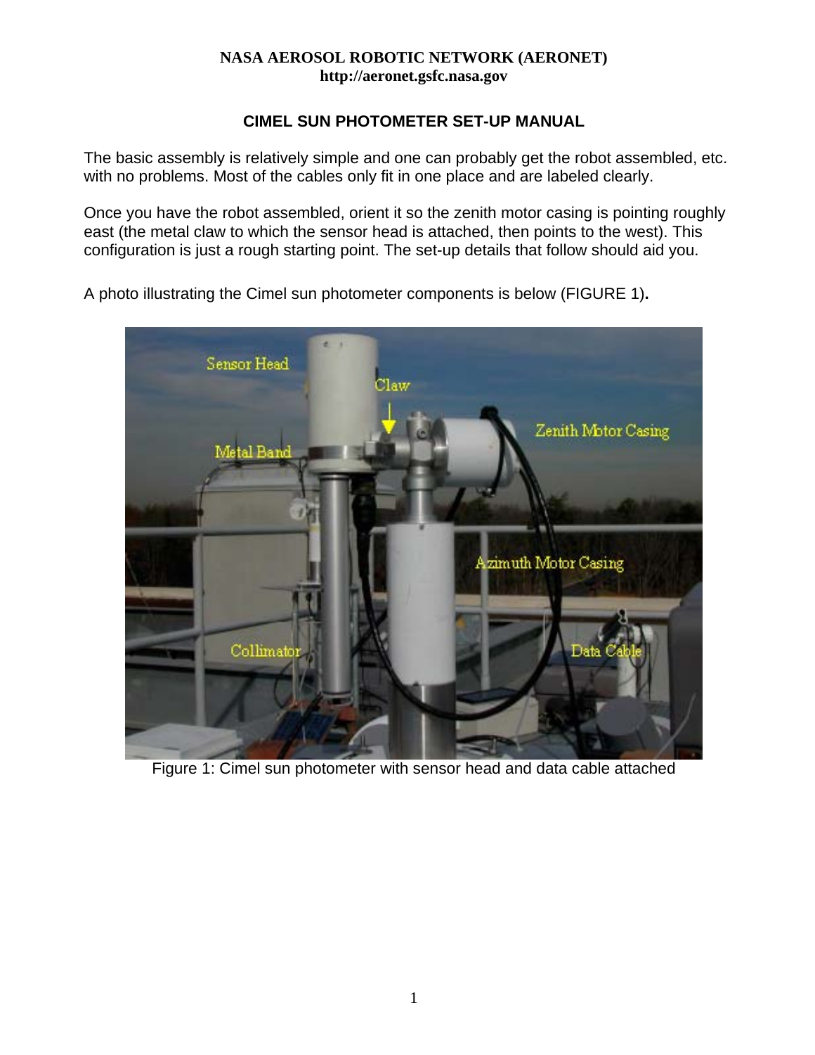**NASA AEROSOL ROBOTIC NETWORK (AERONET)**
**http://aeronet.gsfc.nasa.gov**

# CIMEL SUN PHOTOMETER SET-UP MANUAL

The basic assembly is relatively simple and one can probably get the robot assembled, etc. with no problems. Most of the cables only fit in one place and are labeled clearly.

Once you have the robot assembled, orient it so the zenith motor casing is pointing roughly east (the metal claw to which the sensor head is attached, then points to the west). This configuration is just a rough starting point. The set-up details that follow should aid you.

A photo illustrating the Cimel sun photometer components is below (FIGURE 1)**.**

Sensor Head
Claw
Zenith Motor Casing
Metal Band
Azimuth Motor Casing
Collimator
Data Cable

Figure 1: Cimel sun photometer with sensor head and data cable attached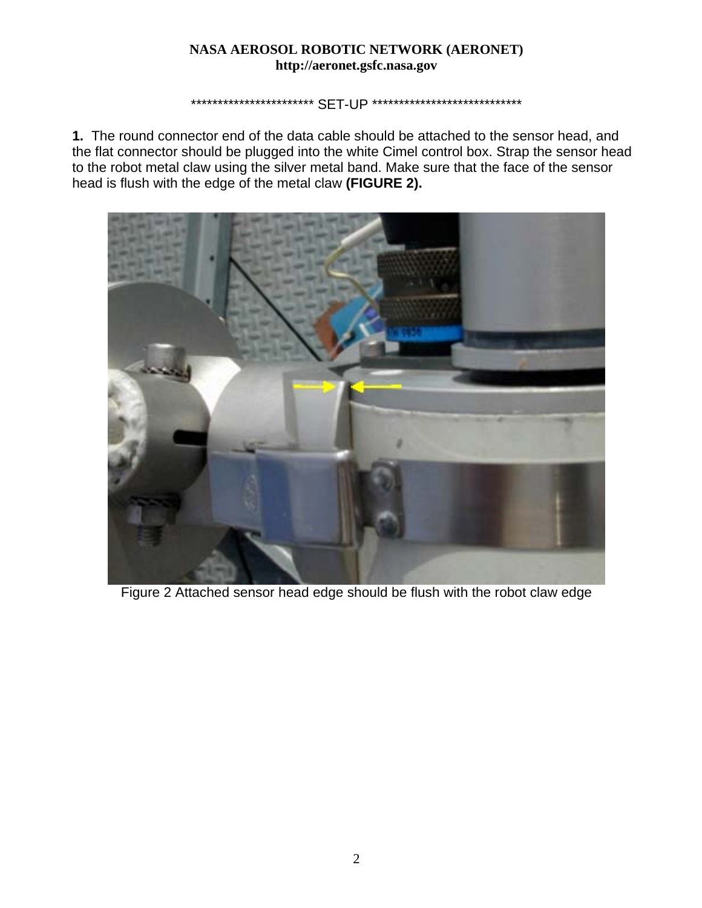**NASA AEROSOL ROBOTIC NETWORK (AERONET)**
**http://aeronet.gsfc.nasa.gov**

*********************** SET-UP ****************************

**1.** The round connector end of the data cable should be attached to the sensor head, and the flat connector should be plugged into the white Cimel control box. Strap the sensor head to the robot metal claw using the silver metal band. Make sure that the face of the sensor head is flush with the edge of the metal claw **(FIGURE 2).**

Figure 2 Attached sensor head edge should be flush with the robot claw edge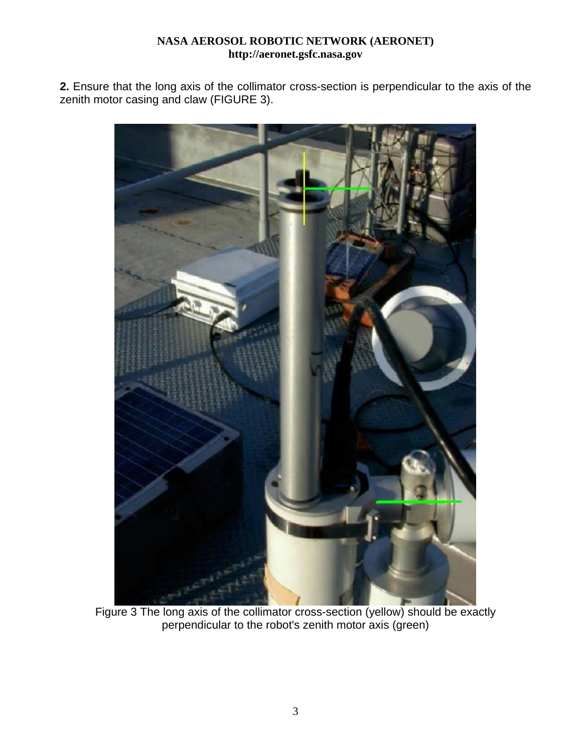**2.** Ensure that the long axis of the collimator cross-section is perpendicular to the axis of the zenith motor casing and claw (FIGURE 3).

Figure 3 The long axis of the collimator cross-section (yellow) should be exactly perpendicular to the robot's zenith motor axis (green)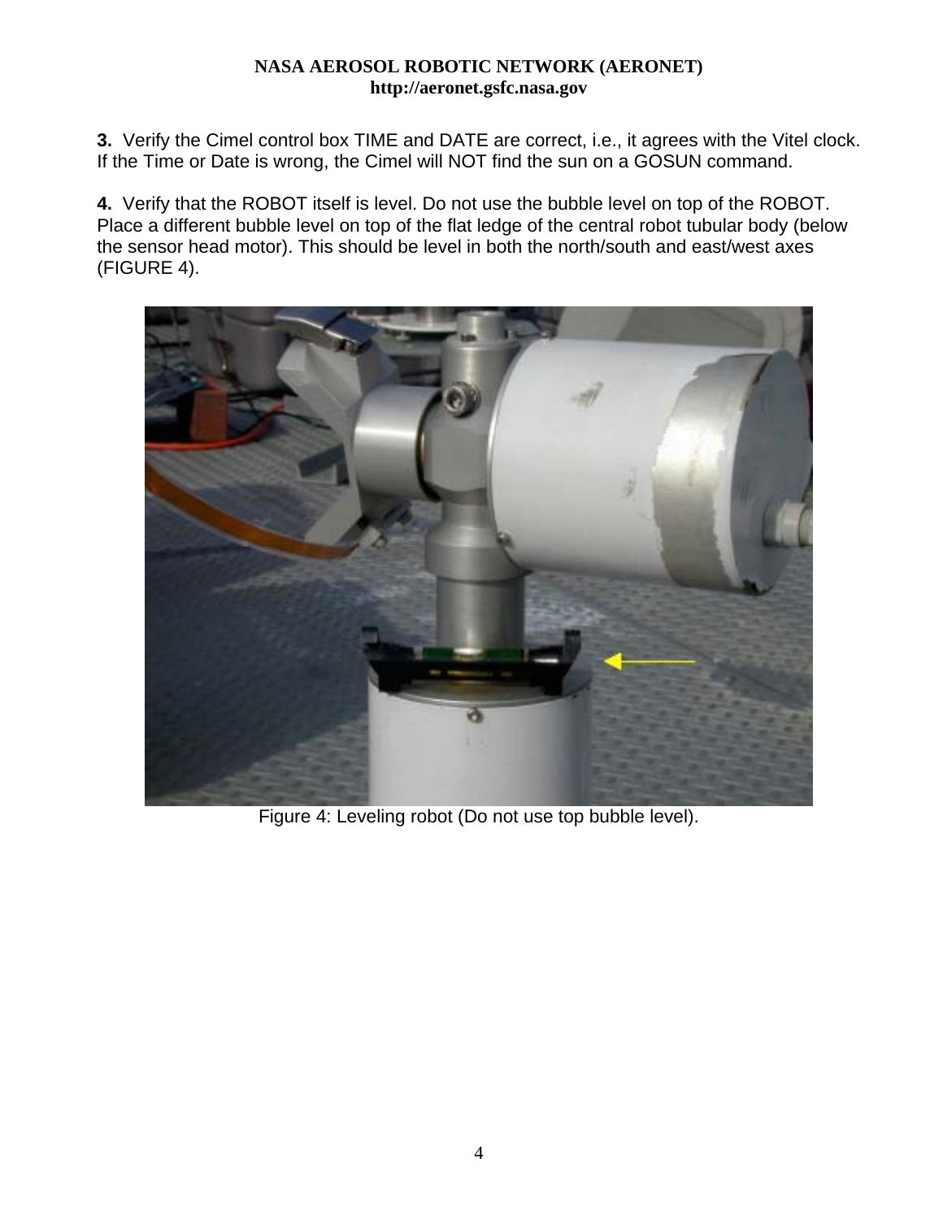**3.** Verify the Cimel control box TIME and DATE are correct, i.e., it agrees with the Vitel clock. If the Time or Date is wrong, the Cimel will NOT find the sun on a GOSUN command.

**4.** Verify that the ROBOT itself is level. Do not use the bubble level on top of the ROBOT. Place a different bubble level on top of the flat ledge of the central robot tubular body (below the sensor head motor). This should be level in both the north/south and east/west axes (FIGURE 4).

Figure 4: Leveling robot (Do not use top bubble level).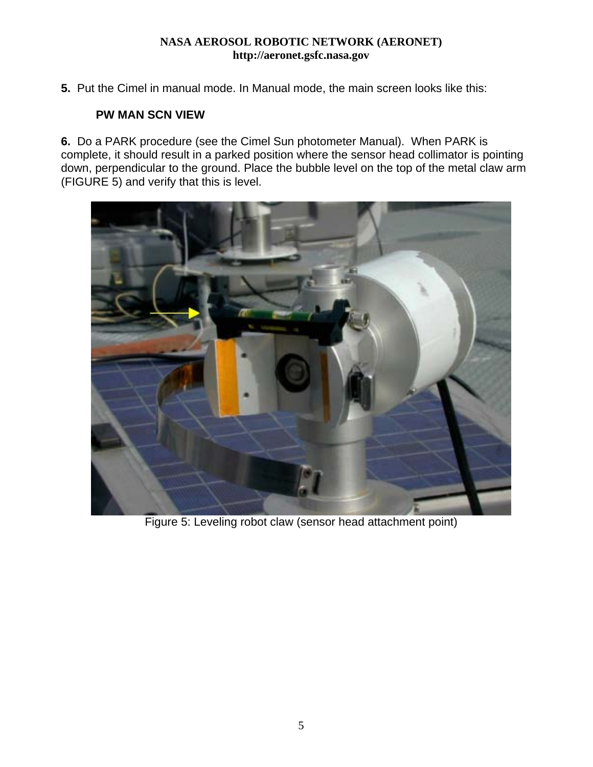**5.** Put the Cimel in manual mode. In Manual mode, the main screen looks like this:

**PW MAN SCN VIEW**

**6.** Do a PARK procedure (see the Cimel Sun photometer Manual). When PARK is complete, it should result in a parked position where the sensor head collimator is pointing down, perpendicular to the ground. Place the bubble level on the top of the metal claw arm (FIGURE 5) and verify that this is level.

Figure 5: Leveling robot claw (sensor head attachment point)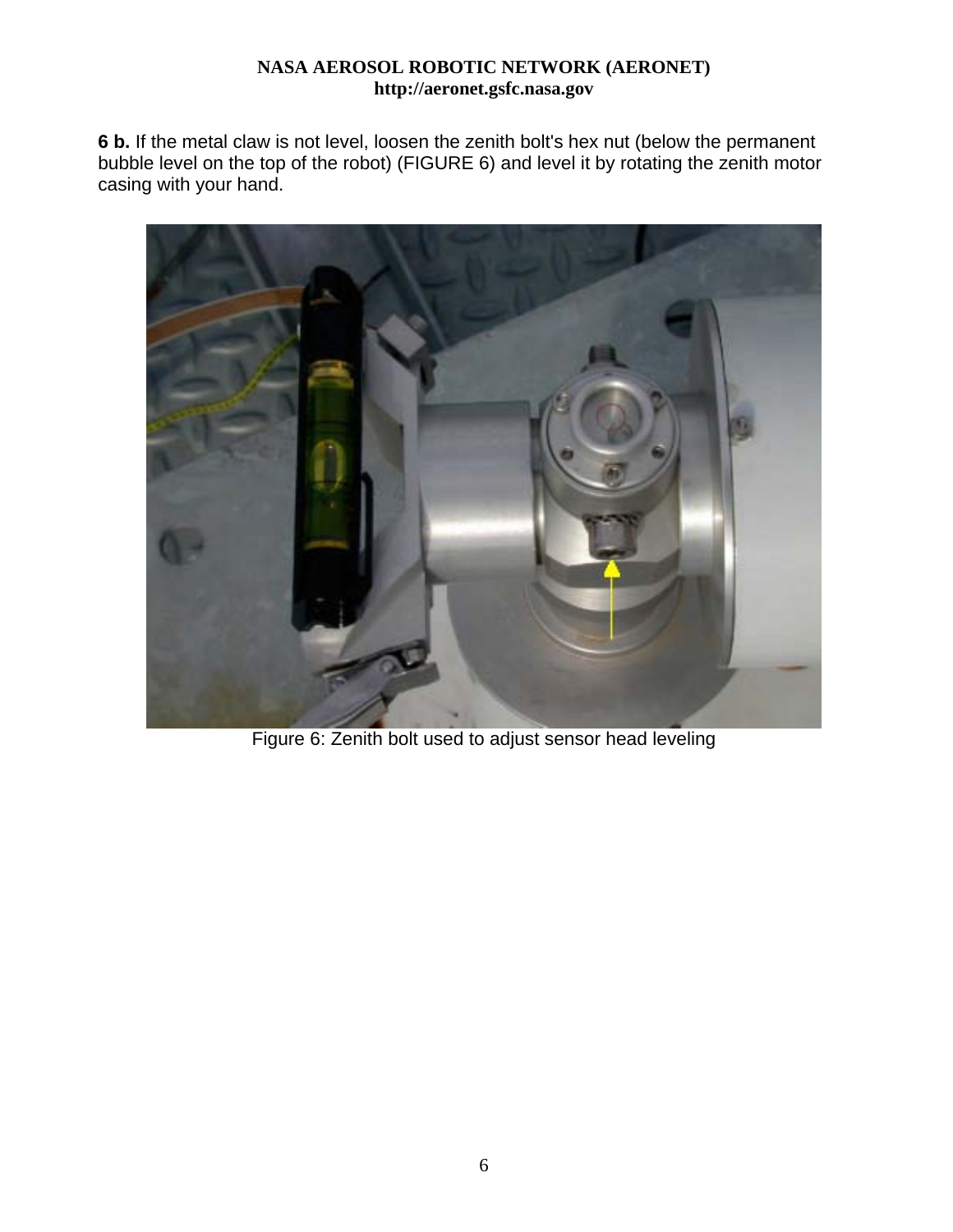**6 b.** If the metal claw is not level, loosen the zenith bolt's hex nut (below the permanent bubble level on the top of the robot) (FIGURE 6) and level it by rotating the zenith motor casing with your hand.

Figure 6: Zenith bolt used to adjust sensor head leveling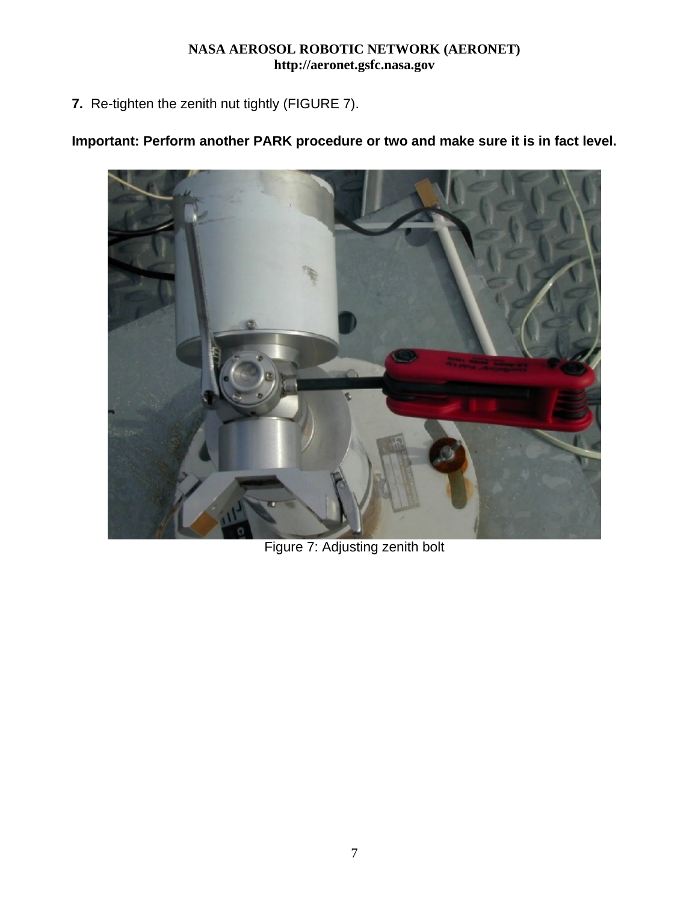**7.** Re-tighten the zenith nut tightly (FIGURE 7).

**Important: Perform another PARK procedure or two and make sure it is in fact level.**

Figure 7: Adjusting zenith bolt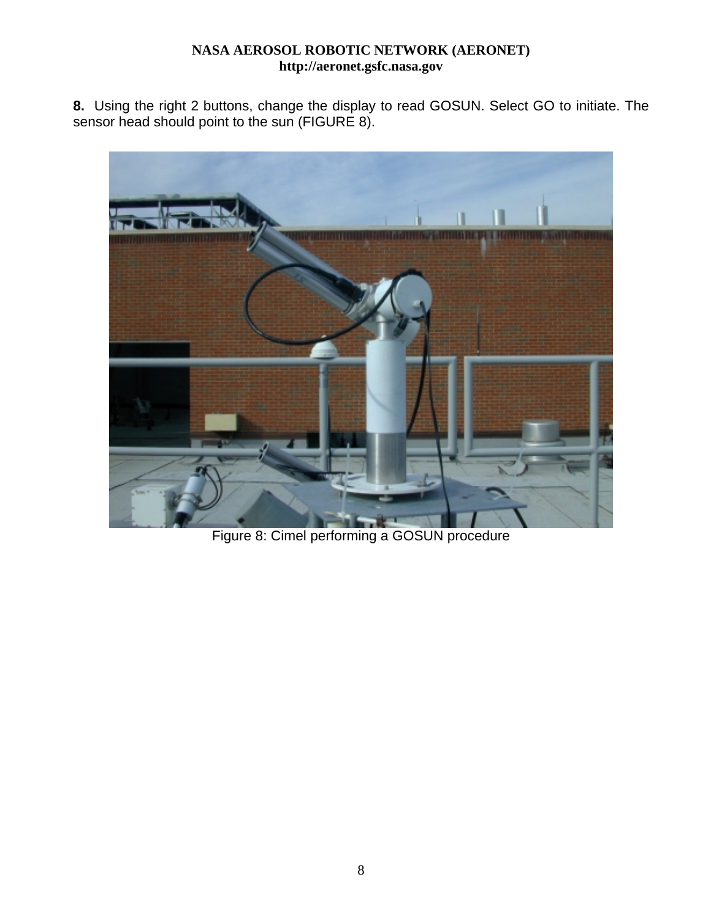**8.** Using the right 2 buttons, change the display to read GOSUN. Select GO to initiate. The sensor head should point to the sun (FIGURE 8).

Figure 8: Cimel performing a GOSUN procedure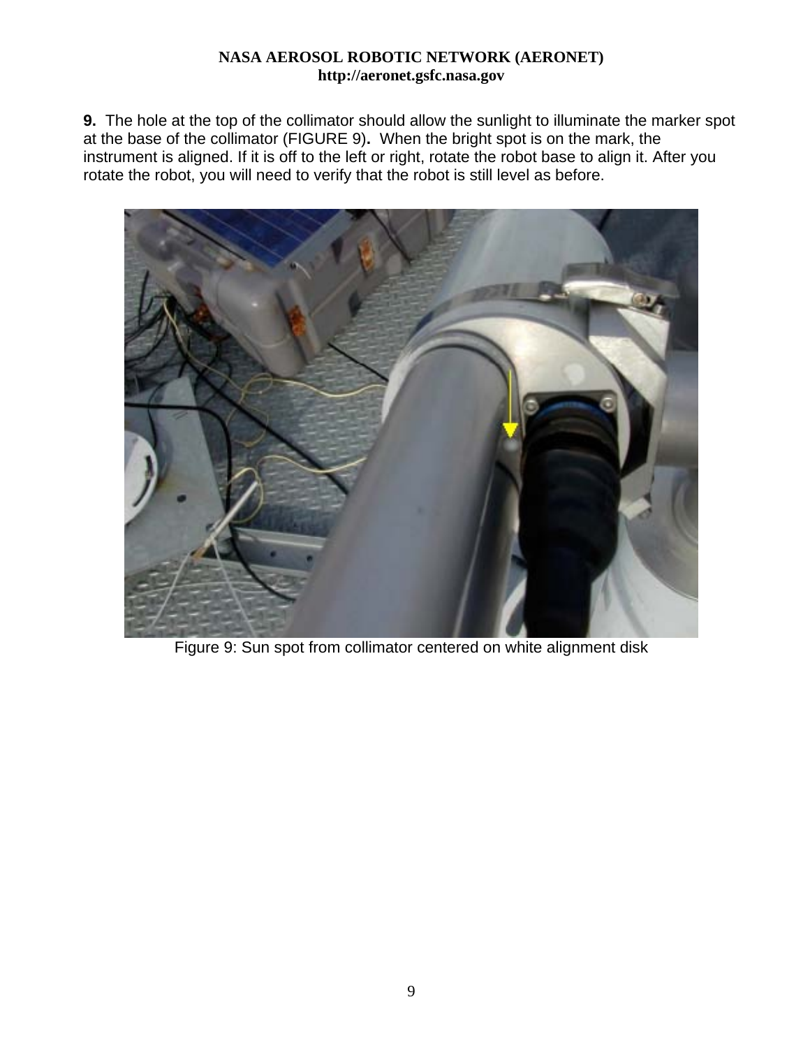**9.** The hole at the top of the collimator should allow the sunlight to illuminate the marker spot at the base of the collimator (FIGURE 9)**.** When the bright spot is on the mark, the instrument is aligned. If it is off to the left or right, rotate the robot base to align it. After you rotate the robot, you will need to verify that the robot is still level as before.

Figure 9: Sun spot from collimator centered on white alignment disk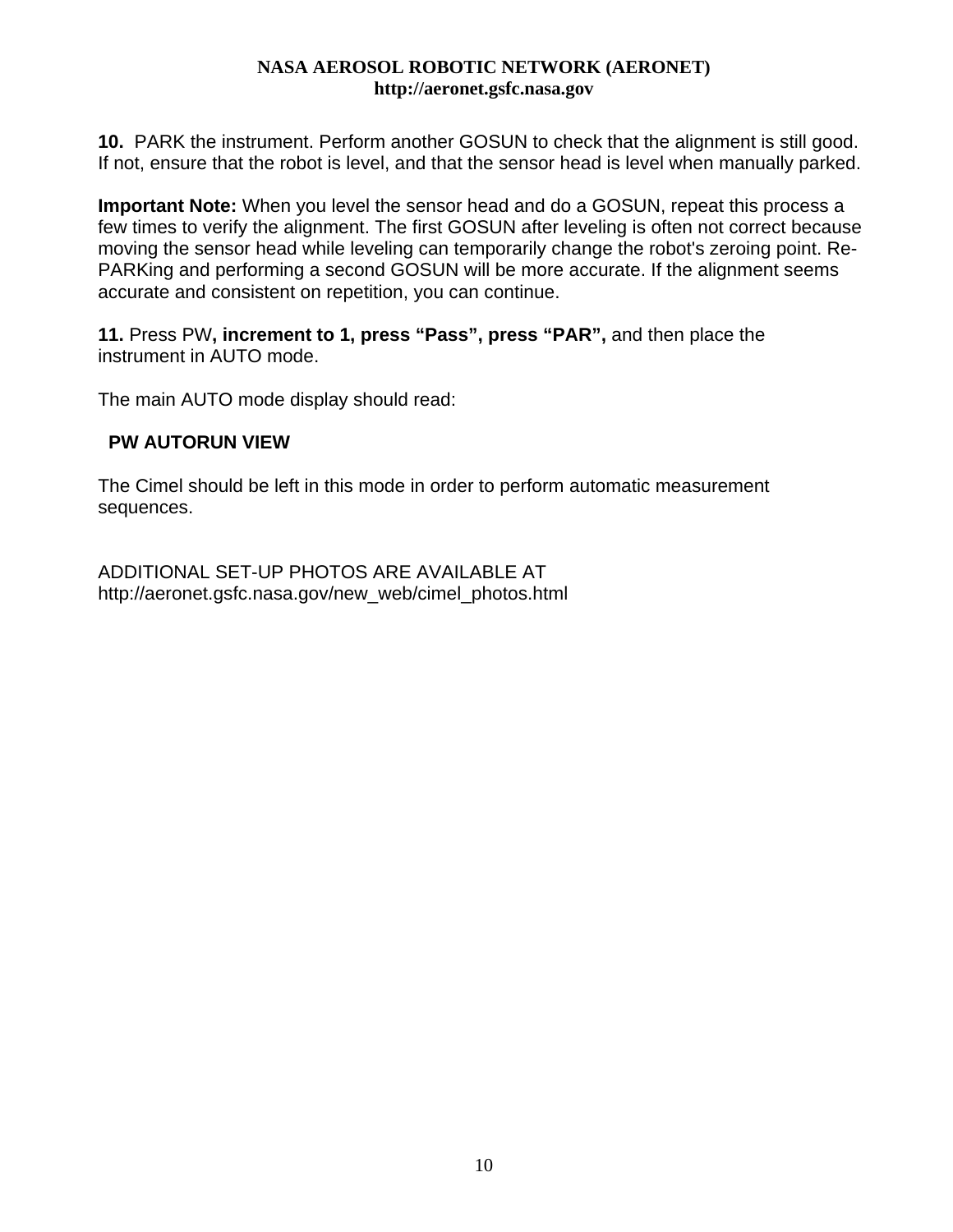**10.** PARK the instrument. Perform another GOSUN to check that the alignment is still good. If not, ensure that the robot is level, and that the sensor head is level when manually parked.

**Important Note:** When you level the sensor head and do a GOSUN, repeat this process a few times to verify the alignment. The first GOSUN after leveling is often not correct because moving the sensor head while leveling can temporarily change the robot's zeroing point. Re-PARKing and performing a second GOSUN will be more accurate. If the alignment seems accurate and consistent on repetition, you can continue.

**11.** Press PW**, increment to 1, press "Pass", press "PAR",** and then place the instrument in AUTO mode.

The main AUTO mode display should read:

**PW AUTORUN VIEW**

The Cimel should be left in this mode in order to perform automatic measurement sequences.

ADDITIONAL SET-UP PHOTOS ARE AVAILABLE AT
http://aeronet.gsfc.nasa.gov/new_web/cimel_photos.html